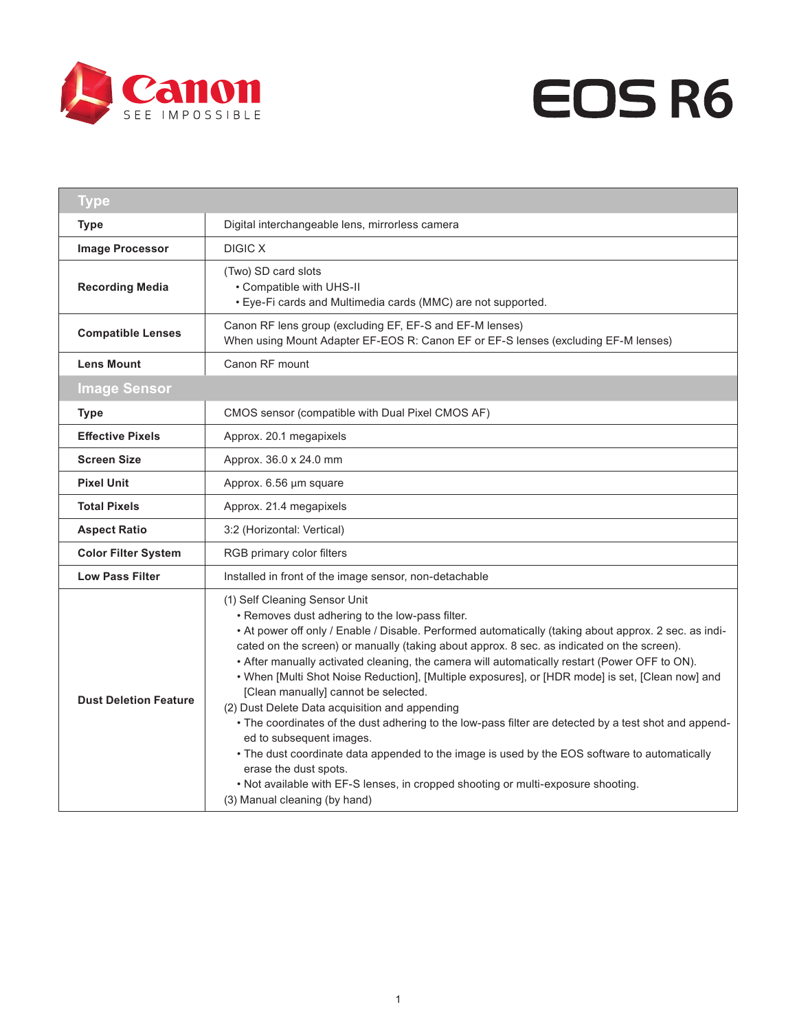# Canon EOS R6

SEE IMPOSSIBLE

| Type | |
|---|---|
| **Type** | Digital interchangeable lens, mirrorless camera |
| **Image Processor** | DIGIC X |
| **Recording Media** | (Two) SD card slots<br>• Compatible with UHS-II<br>• Eye-Fi cards and Multimedia cards (MMC) are not supported. |
| **Compatible Lenses** | Canon RF lens group (excluding EF, EF-S and EF-M lenses)<br>When using Mount Adapter EF-EOS R: Canon EF or EF-S lenses (excluding EF-M lenses) |
| **Lens Mount** | Canon RF mount |
| **Image Sensor** | |
| **Type** | CMOS sensor (compatible with Dual Pixel CMOS AF) |
| **Effective Pixels** | Approx. 20.1 megapixels |
| **Screen Size** | Approx. 36.0 x 24.0 mm |
| **Pixel Unit** | Approx. 6.56 µm square |
| **Total Pixels** | Approx. 21.4 megapixels |
| **Aspect Ratio** | 3:2 (Horizontal: Vertical) |
| **Color Filter System** | RGB primary color filters |
| **Low Pass Filter** | Installed in front of the image sensor, non-detachable |
| **Dust Deletion Feature** | (1) Self Cleaning Sensor Unit<br>• Removes dust adhering to the low-pass filter.<br>• At power off only / Enable / Disable. Performed automatically (taking about approx. 2 sec. as indicated on the screen) or manually (taking about approx. 8 sec. as indicated on the screen).<br>• After manually activated cleaning, the camera will automatically restart (Power OFF to ON).<br>• When [Multi Shot Noise Reduction], [Multiple exposures], or [HDR mode] is set, [Clean now] and [Clean manually] cannot be selected.<br>(2) Dust Delete Data acquisition and appending<br>• The coordinates of the dust adhering to the low-pass filter are detected by a test shot and appended to subsequent images.<br>• The dust coordinate data appended to the image is used by the EOS software to automatically erase the dust spots.<br>• Not available with EF-S lenses, in cropped shooting or multi-exposure shooting.<br>(3) Manual cleaning (by hand) |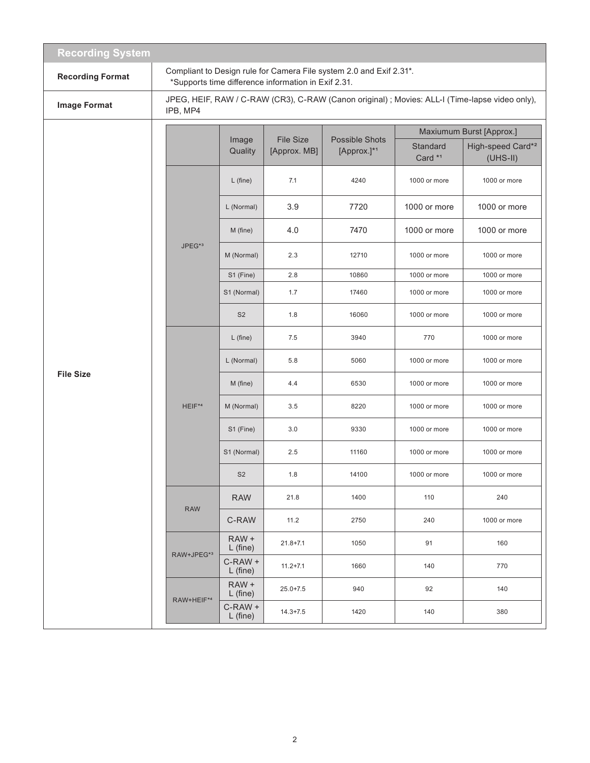## Recording System

| | |
|---|---|
| **Recording Format** | Compliant to Design rule for Camera File system 2.0 and Exif 2.31*. *Supports time difference information in Exif 2.31. |
| **Image Format** | JPEG, HEIF, RAW / C-RAW (CR3), C-RAW (Canon original) ; Movies: ALL-I (Time-lapse video only), IPB, MP4 |

**File Size**

| | Image Quality | File Size [Approx. MB] | Possible Shots [Approx.]*1 | Maxiumum Burst [Approx.] | |
|---|---|---|---|---|---|
| | | | | Standard Card *1 | High-speed Card*2 (UHS-II) |
| JPEG*3 | L (fine) | 7.1 | 4240 | 1000 or more | 1000 or more |
| | L (Normal) | 3.9 | 7720 | 1000 or more | 1000 or more |
| | M (fine) | 4.0 | 7470 | 1000 or more | 1000 or more |
| | M (Normal) | 2.3 | 12710 | 1000 or more | 1000 or more |
| | S1 (Fine) | 2.8 | 10860 | 1000 or more | 1000 or more |
| | S1 (Normal) | 1.7 | 17460 | 1000 or more | 1000 or more |
| | S2 | 1.8 | 16060 | 1000 or more | 1000 or more |
| HEIF*4 | L (fine) | 7.5 | 3940 | 770 | 1000 or more |
| | L (Normal) | 5.8 | 5060 | 1000 or more | 1000 or more |
| | M (fine) | 4.4 | 6530 | 1000 or more | 1000 or more |
| | M (Normal) | 3.5 | 8220 | 1000 or more | 1000 or more |
| | S1 (Fine) | 3.0 | 9330 | 1000 or more | 1000 or more |
| | S1 (Normal) | 2.5 | 11160 | 1000 or more | 1000 or more |
| | S2 | 1.8 | 14100 | 1000 or more | 1000 or more |
| RAW | RAW | 21.8 | 1400 | 110 | 240 |
| | C-RAW | 11.2 | 2750 | 240 | 1000 or more |
| RAW+JPEG*3 | RAW + L (fine) | 21.8+7.1 | 1050 | 91 | 160 |
| | C-RAW + L (fine) | 11.2+7.1 | 1660 | 140 | 770 |
| RAW+HEIF*4 | RAW + L (fine) | 25.0+7.5 | 940 | 92 | 140 |
| | C-RAW + L (fine) | 14.3+7.5 | 1420 | 140 | 380 |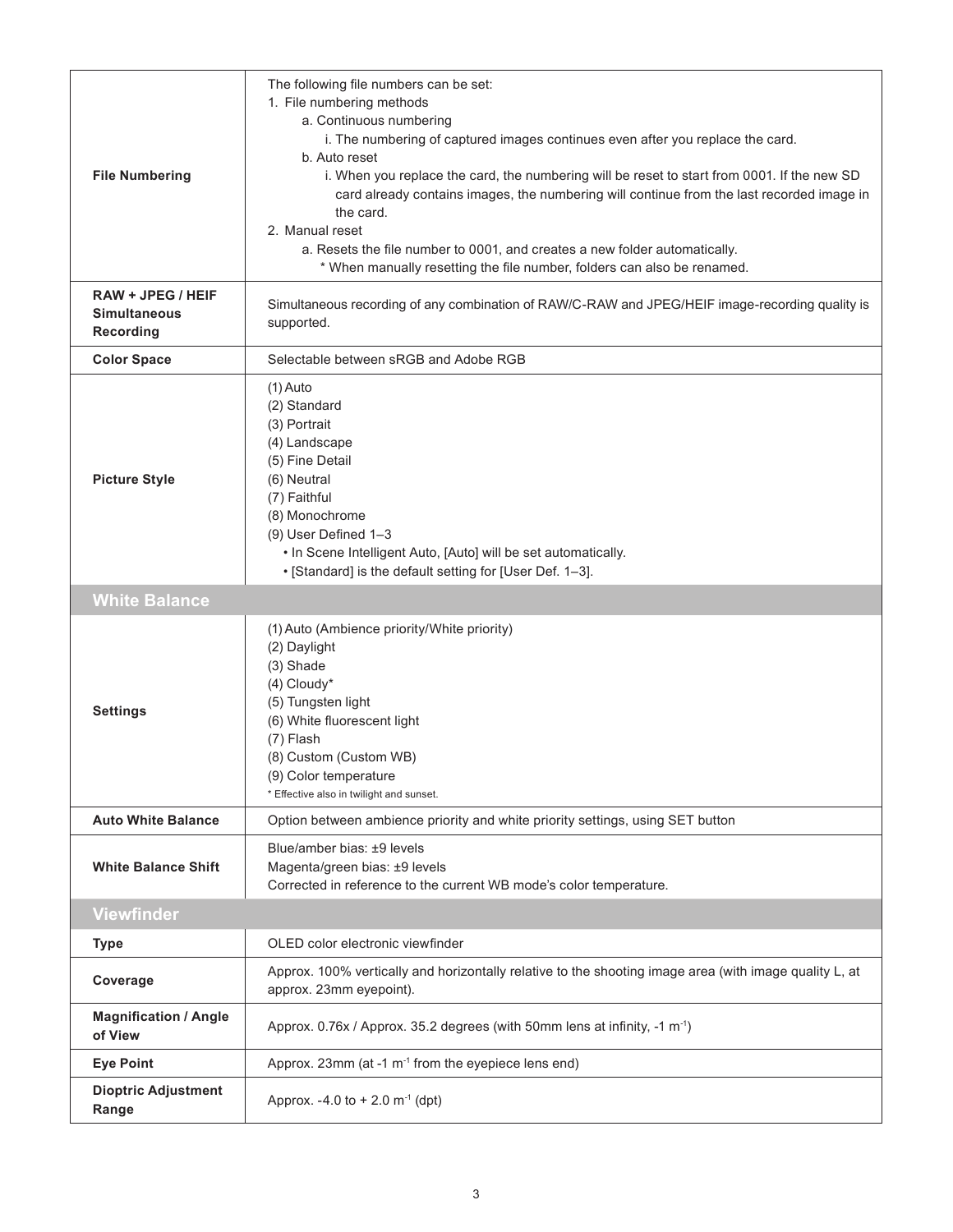| | |
|---|---|
| **File Numbering** | The following file numbers can be set:<br>1. File numbering methods<br>a. Continuous numbering<br>i. The numbering of captured images continues even after you replace the card.<br>b. Auto reset<br>i. When you replace the card, the numbering will be reset to start from 0001. If the new SD card already contains images, the numbering will continue from the last recorded image in the card.<br>2. Manual reset<br>a. Resets the file number to 0001, and creates a new folder automatically.<br>* When manually resetting the file number, folders can also be renamed. |
| **RAW + JPEG / HEIF Simultaneous Recording** | Simultaneous recording of any combination of RAW/C-RAW and JPEG/HEIF image-recording quality is supported. |
| **Color Space** | Selectable between sRGB and Adobe RGB |
| **Picture Style** | (1) Auto<br>(2) Standard<br>(3) Portrait<br>(4) Landscape<br>(5) Fine Detail<br>(6) Neutral<br>(7) Faithful<br>(8) Monochrome<br>(9) User Defined 1–3<br>• In Scene Intelligent Auto, [Auto] will be set automatically.<br>• [Standard] is the default setting for [User Def. 1–3]. |

## White Balance

| | |
|---|---|
| **Settings** | (1) Auto (Ambience priority/White priority)<br>(2) Daylight<br>(3) Shade<br>(4) Cloudy*<br>(5) Tungsten light<br>(6) White fluorescent light<br>(7) Flash<br>(8) Custom (Custom WB)<br>(9) Color temperature<br>* Effective also in twilight and sunset. |
| **Auto White Balance** | Option between ambience priority and white priority settings, using SET button |
| **White Balance Shift** | Blue/amber bias: ±9 levels<br>Magenta/green bias: ±9 levels<br>Corrected in reference to the current WB mode's color temperature. |

## Viewfinder

| | |
|---|---|
| **Type** | OLED color electronic viewfinder |
| **Coverage** | Approx. 100% vertically and horizontally relative to the shooting image area (with image quality L, at approx. 23mm eyepoint). |
| **Magnification / Angle of View** | Approx. 0.76x / Approx. 35.2 degrees (with 50mm lens at infinity, -1 $m^{-1}$) |
| **Eye Point** | Approx. 23mm (at -1 $m^{-1}$ from the eyepiece lens end) |
| **Dioptric Adjustment Range** | Approx. -4.0 to + 2.0 $m^{-1}$ (dpt) |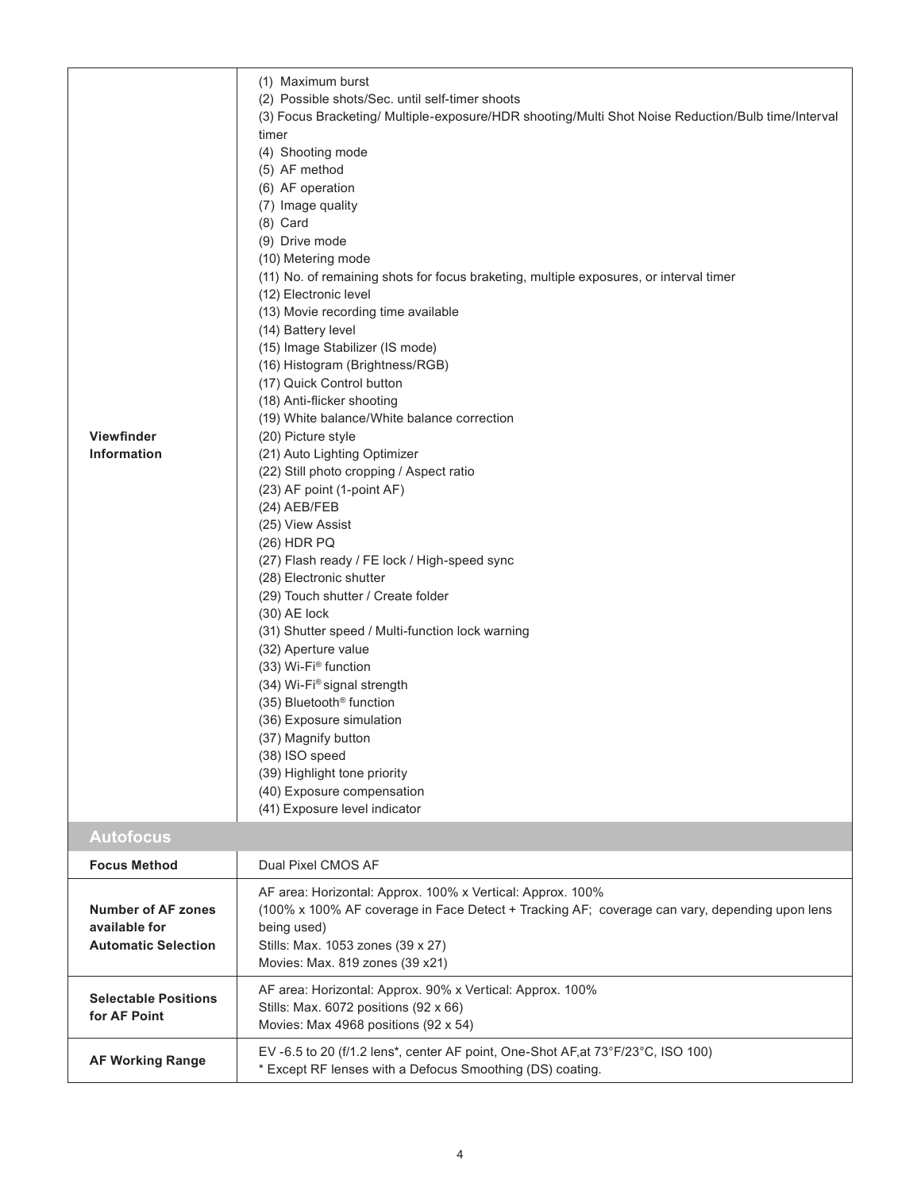| | |
|---|---|
| **Viewfinder Information** | (1) Maximum burst<br>(2) Possible shots/Sec. until self-timer shoots<br>(3) Focus Bracketing/ Multiple-exposure/HDR shooting/Multi Shot Noise Reduction/Bulb time/Interval timer<br>(4) Shooting mode<br>(5) AF method<br>(6) AF operation<br>(7) Image quality<br>(8) Card<br>(9) Drive mode<br>(10) Metering mode<br>(11) No. of remaining shots for focus braketing, multiple exposures, or interval timer<br>(12) Electronic level<br>(13) Movie recording time available<br>(14) Battery level<br>(15) Image Stabilizer (IS mode)<br>(16) Histogram (Brightness/RGB)<br>(17) Quick Control button<br>(18) Anti-flicker shooting<br>(19) White balance/White balance correction<br>(20) Picture style<br>(21) Auto Lighting Optimizer<br>(22) Still photo cropping / Aspect ratio<br>(23) AF point (1-point AF)<br>(24) AEB/FEB<br>(25) View Assist<br>(26) HDR PQ<br>(27) Flash ready / FE lock / High-speed sync<br>(28) Electronic shutter<br>(29) Touch shutter / Create folder<br>(30) AE lock<br>(31) Shutter speed / Multi-function lock warning<br>(32) Aperture value<br>(33) Wi-Fi® function<br>(34) Wi-Fi® signal strength<br>(35) Bluetooth® function<br>(36) Exposure simulation<br>(37) Magnify button<br>(38) ISO speed<br>(39) Highlight tone priority<br>(40) Exposure compensation<br>(41) Exposure level indicator |
| **Autofocus** | |
| **Focus Method** | Dual Pixel CMOS AF |
| **Number of AF zones available for Automatic Selection** | AF area: Horizontal: Approx. 100% x Vertical: Approx. 100%<br>(100% x 100% AF coverage in Face Detect + Tracking AF; coverage can vary, depending upon lens being used)<br>Stills: Max. 1053 zones (39 x 27)<br>Movies: Max. 819 zones (39 x21) |
| **Selectable Positions for AF Point** | AF area: Horizontal: Approx. 90% x Vertical: Approx. 100%<br>Stills: Max. 6072 positions (92 x 66)<br>Movies: Max 4968 positions (92 x 54) |
| **AF Working Range** | EV -6.5 to 20 (f/1.2 lens*, center AF point, One-Shot AF,at 73°F/23°C, ISO 100)<br>* Except RF lenses with a Defocus Smoothing (DS) coating. |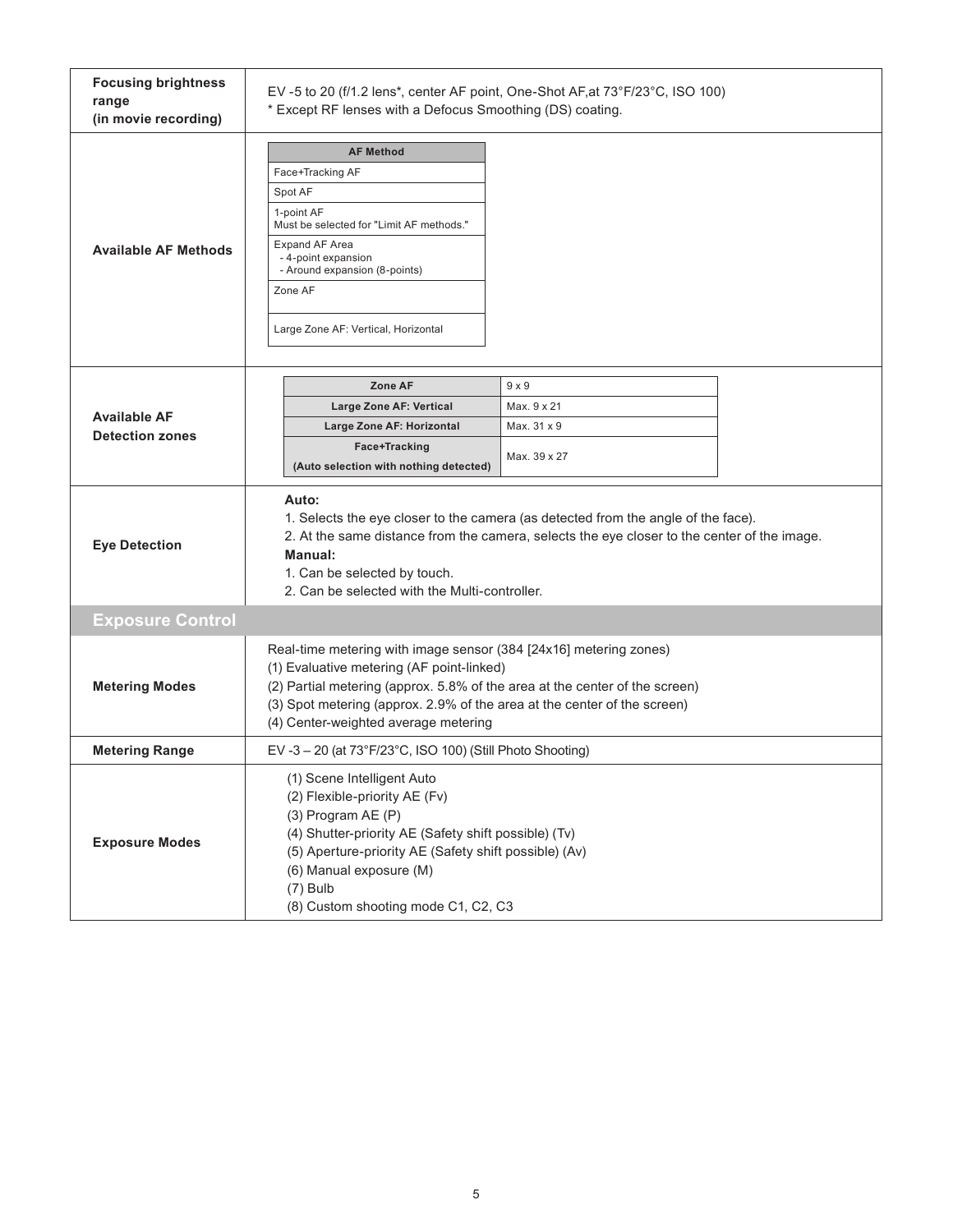| | |
|---|---|
| **Focusing brightness range (in movie recording)** | EV -5 to 20 (f/1.2 lens*, center AF point, One-Shot AF,at 73°F/23°C, ISO 100)<br>* Except RF lenses with a Defocus Smoothing (DS) coating. |
| **Available AF Methods** | **AF Method**<br>Face+Tracking AF<br>Spot AF<br>1-point AF<br>Must be selected for "Limit AF methods."<br>Expand AF Area<br>- 4-point expansion<br>- Around expansion (8-points)<br>Zone AF<br>Large Zone AF: Vertical, Horizontal |
| **Available AF Detection zones** | **Zone AF**: 9 x 9<br>**Large Zone AF: Vertical**: Max. 9 x 21<br>**Large Zone AF: Horizontal**: Max. 31 x 9<br>**Face+Tracking (Auto selection with nothing detected)**: Max. 39 x 27 |
| **Eye Detection** | **Auto:**<br>1. Selects the eye closer to the camera (as detected from the angle of the face).<br>2. At the same distance from the camera, selects the eye closer to the center of the image.<br>**Manual:**<br>1. Can be selected by touch.<br>2. Can be selected with the Multi-controller. |

## Exposure Control

| | |
|---|---|
| **Metering Modes** | Real-time metering with image sensor (384 [24x16] metering zones)<br>(1) Evaluative metering (AF point-linked)<br>(2) Partial metering (approx. 5.8% of the area at the center of the screen)<br>(3) Spot metering (approx. 2.9% of the area at the center of the screen)<br>(4) Center-weighted average metering |
| **Metering Range** | EV -3 – 20 (at 73°F/23°C, ISO 100) (Still Photo Shooting) |
| **Exposure Modes** | (1) Scene Intelligent Auto<br>(2) Flexible-priority AE (Fv)<br>(3) Program AE (P)<br>(4) Shutter-priority AE (Safety shift possible) (Tv)<br>(5) Aperture-priority AE (Safety shift possible) (Av)<br>(6) Manual exposure (M)<br>(7) Bulb<br>(8) Custom shooting mode C1, C2, C3 |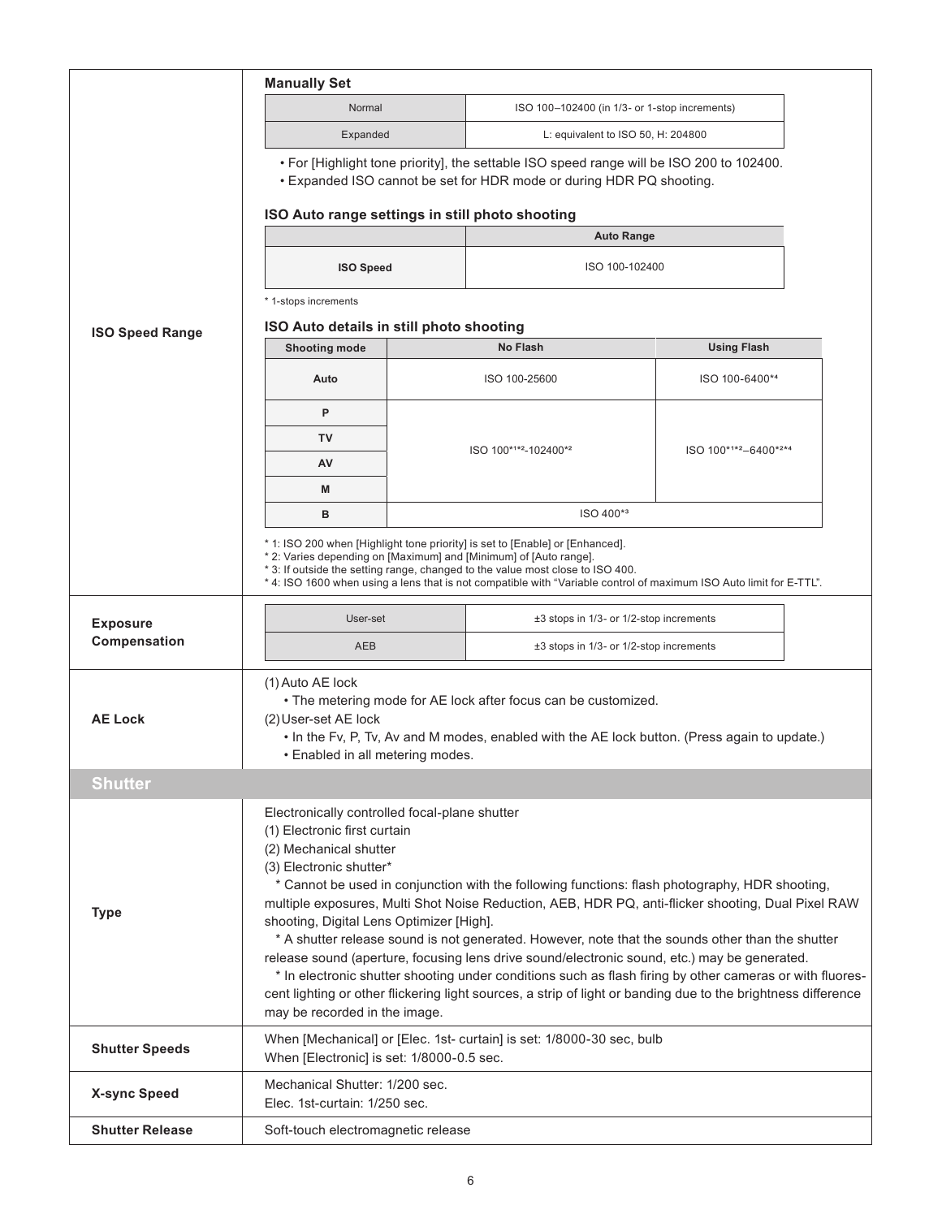## ISO Speed Range

**Manually Set**

| | |
|---|---|
| Normal | ISO 100–102400 (in 1/3- or 1-stop increments) |
| Expanded | L: equivalent to ISO 50, H: 204800 |

- For [Highlight tone priority], the settable ISO speed range will be ISO 200 to 102400.
- Expanded ISO cannot be set for HDR mode or during HDR PQ shooting.

**ISO Auto range settings in still photo shooting**

| | Auto Range |
|---|---|
| **ISO Speed** | ISO 100-102400 |

* 1-stops increments

**ISO Auto details in still photo shooting**

| Shooting mode | No Flash | Using Flash |
|---|---|---|
| Auto | ISO 100-25600 | ISO 100-6400*4 |
| P | ISO 100*1*2-102400*2 | ISO 100*1*2–6400*2*4 |
| TV | | |
| AV | | |
| M | | |
| B | ISO 400*3 | |

* 1: ISO 200 when [Highlight tone priority] is set to [Enable] or [Enhanced].
* 2: Varies depending on [Maximum] and [Minimum] of [Auto range].
* 3: If outside the setting range, changed to the value most close to ISO 400.
* 4: ISO 1600 when using a lens that is not compatible with "Variable control of maximum ISO Auto limit for E-TTL".

## Exposure Compensation

| | |
|---|---|
| User-set | ±3 stops in 1/3- or 1/2-stop increments |
| AEB | ±3 stops in 1/3- or 1/2-stop increments |

## AE Lock

(1) Auto AE lock
- The metering mode for AE lock after focus can be customized.

(2) User-set AE lock
- In the Fv, P, Tv, Av and M modes, enabled with the AE lock button. (Press again to update.)
- Enabled in all metering modes.

# Shutter

## Type

Electronically controlled focal-plane shutter
(1) Electronic first curtain
(2) Mechanical shutter
(3) Electronic shutter*

* Cannot be used in conjunction with the following functions: flash photography, HDR shooting, multiple exposures, Multi Shot Noise Reduction, AEB, HDR PQ, anti-flicker shooting, Dual Pixel RAW shooting, Digital Lens Optimizer [High].

* A shutter release sound is not generated. However, note that the sounds other than the shutter release sound (aperture, focusing lens drive sound/electronic sound, etc.) may be generated.

* In electronic shutter shooting under conditions such as flash firing by other cameras or with fluorescent lighting or other flickering light sources, a strip of light or banding due to the brightness difference may be recorded in the image.

## Shutter Speeds

When [Mechanical] or [Elec. 1st- curtain] is set: 1/8000-30 sec, bulb
When [Electronic] is set: 1/8000-0.5 sec.

## X-sync Speed

Mechanical Shutter: 1/200 sec.
Elec. 1st-curtain: 1/250 sec.

## Shutter Release

Soft-touch electromagnetic release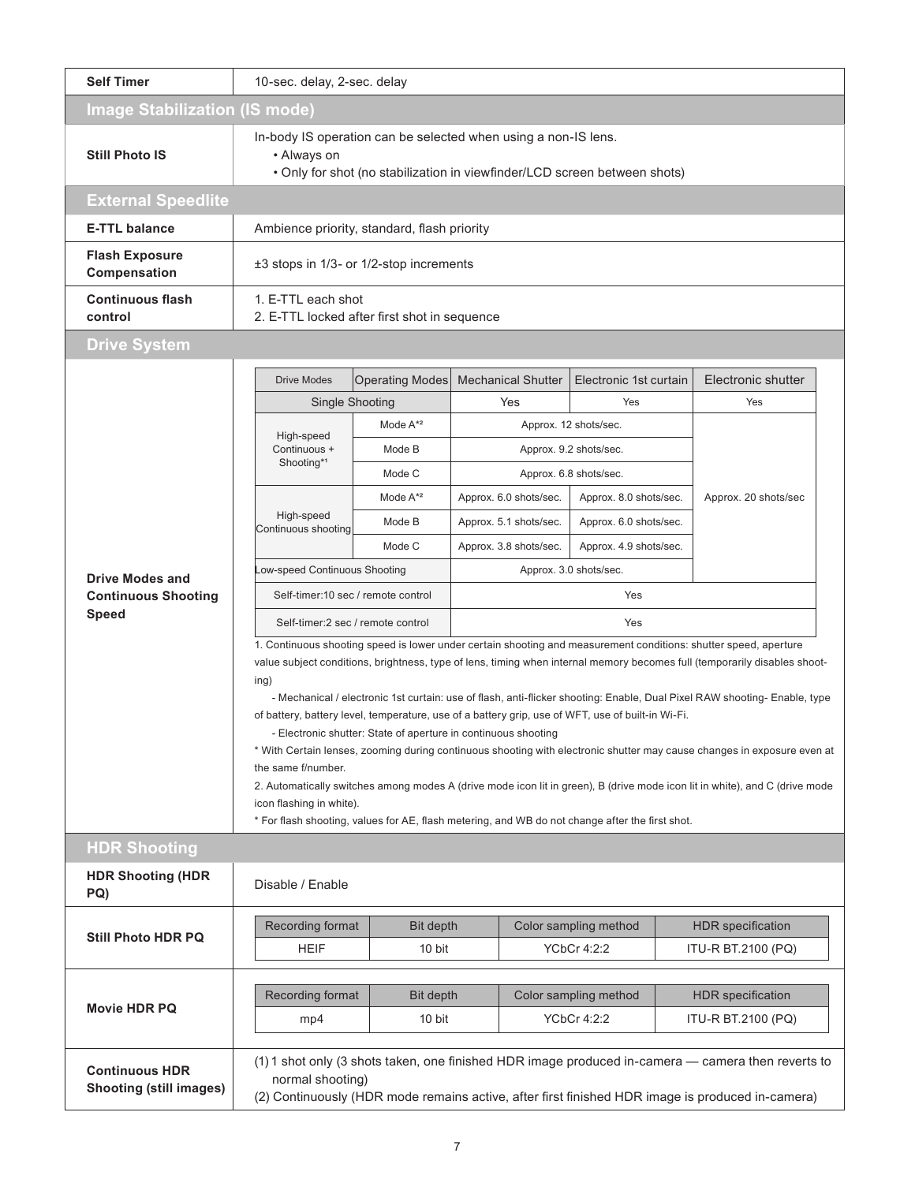| | |
|---|---|
| **Self Timer** | 10-sec. delay, 2-sec. delay |

## Image Stabilization (IS mode)

| | |
|---|---|
| **Still Photo IS** | In-body IS operation can be selected when using a non-IS lens.<br>• Always on<br>• Only for shot (no stabilization in viewfinder/LCD screen between shots) |

## External Speedlite

| | |
|---|---|
| **E-TTL balance** | Ambience priority, standard, flash priority |
| **Flash Exposure Compensation** | ±3 stops in 1/3- or 1/2-stop increments |
| **Continuous flash control** | 1. E-TTL each shot<br>2. E-TTL locked after first shot in sequence |

## Drive System

**Drive Modes and Continuous Shooting Speed**

| Drive Modes | Operating Modes | Mechanical Shutter | Electronic 1st curtain | Electronic shutter |
|---|---|---|---|---|
| Single Shooting | | Yes | Yes | Yes |
| High-speed Continuous + Shooting*1 | Mode A*2 | Approx. 12 shots/sec. | | Approx. 20 shots/sec |
| | Mode B | Approx. 9.2 shots/sec. | | |
| | Mode C | Approx. 6.8 shots/sec. | | |
| High-speed Continuous shooting | Mode A*2 | Approx. 6.0 shots/sec. | Approx. 8.0 shots/sec. | |
| | Mode B | Approx. 5.1 shots/sec. | Approx. 6.0 shots/sec. | |
| | Mode C | Approx. 3.8 shots/sec. | Approx. 4.9 shots/sec. | |
| Low-speed Continuous Shooting | | Approx. 3.0 shots/sec. | | |
| Self-timer:10 sec / remote control | | Yes | | |
| Self-timer:2 sec / remote control | | Yes | | |

1. Continuous shooting speed is lower under certain shooting and measurement conditions: shutter speed, aperture value subject conditions, brightness, type of lens, timing when internal memory becomes full (temporarily disables shooting)

- Mechanical / electronic 1st curtain: use of flash, anti-flicker shooting: Enable, Dual Pixel RAW shooting- Enable, type of battery, battery level, temperature, use of a battery grip, use of WFT, use of built-in Wi-Fi.
- Electronic shutter: State of aperture in continuous shooting

* With Certain lenses, zooming during continuous shooting with electronic shutter may cause changes in exposure even at the same f/number.

2. Automatically switches among modes A (drive mode icon lit in green), B (drive mode icon lit in white), and C (drive mode icon flashing in white).

* For flash shooting, values for AE, flash metering, and WB do not change after the first shot.

## HDR Shooting

| | |
|---|---|
| **HDR Shooting (HDR PQ)** | Disable / Enable |

**Still Photo HDR PQ**

| Recording format | Bit depth | Color sampling method | HDR specification |
|---|---|---|---|
| HEIF | 10 bit | YCbCr 4:2:2 | ITU-R BT.2100 (PQ) |

**Movie HDR PQ**

| Recording format | Bit depth | Color sampling method | HDR specification |
|---|---|---|---|
| mp4 | 10 bit | YCbCr 4:2:2 | ITU-R BT.2100 (PQ) |

| | |
|---|---|
| **Continuous HDR Shooting (still images)** | (1) 1 shot only (3 shots taken, one finished HDR image produced in-camera — camera then reverts to normal shooting)<br>(2) Continuously (HDR mode remains active, after first finished HDR image is produced in-camera) |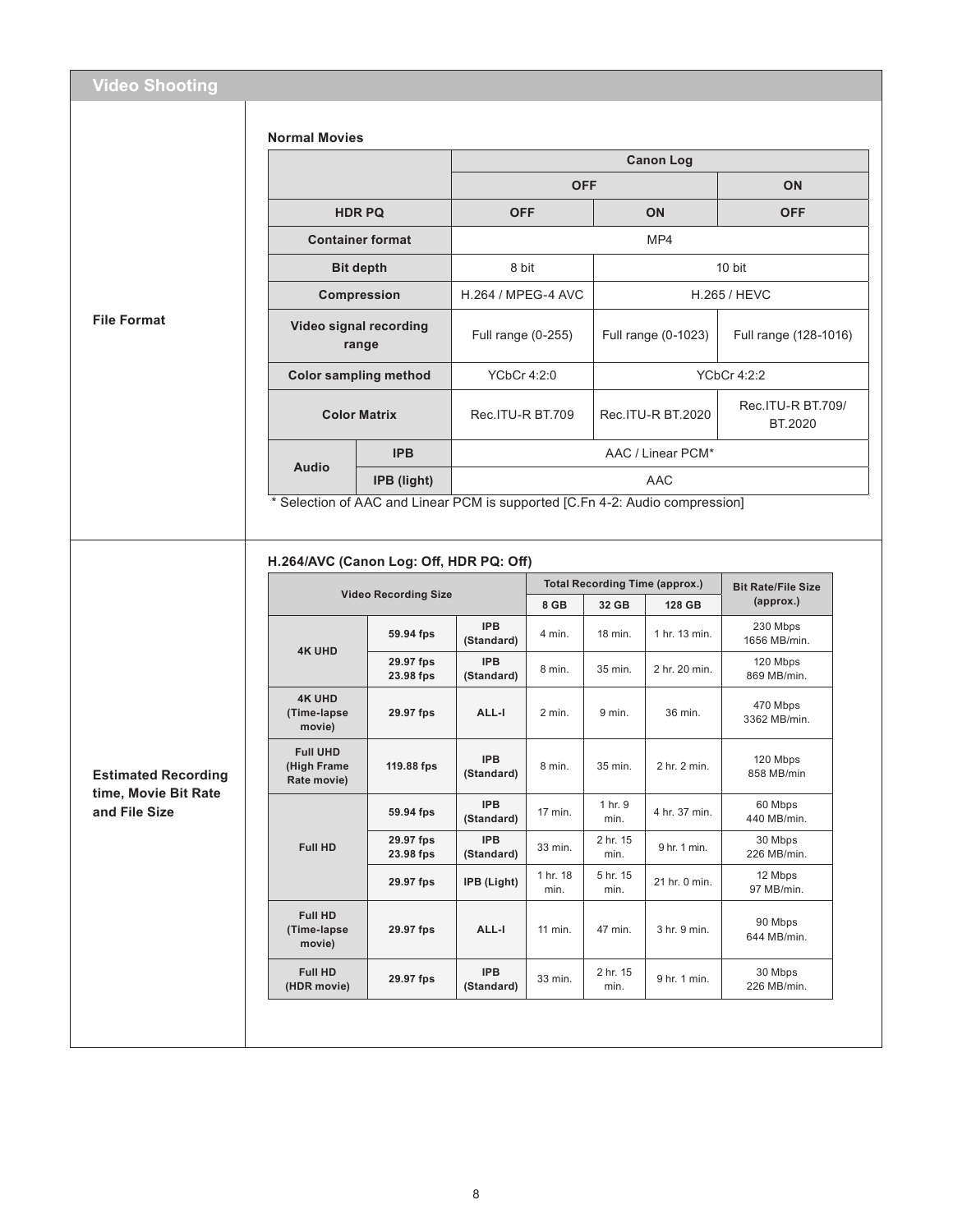## Video Shooting

### File Format

**Normal Movies**

| | | Canon Log | | |
|---|---|---|---|---|
| | | OFF | | ON |
| **HDR PQ** | | OFF | ON | OFF |
| **Container format** | | MP4 | | |
| **Bit depth** | | 8 bit | 10 bit | |
| **Compression** | | H.264 / MPEG-4 AVC | H.265 / HEVC | |
| **Video signal recording range** | | Full range (0-255) | Full range (0-1023) | Full range (128-1016) |
| **Color sampling method** | | YCbCr 4:2:0 | YCbCr 4:2:2 | |
| **Color Matrix** | | Rec.ITU-R BT.709 | Rec.ITU-R BT.2020 | Rec.ITU-R BT.709/ BT.2020 |
| **Audio** | **IPB** | AAC / Linear PCM* | | |
| | **IPB (light)** | AAC | | |

* Selection of AAC and Linear PCM is supported [C.Fn 4-2: Audio compression]

### Estimated Recording time, Movie Bit Rate and File Size

**H.264/AVC (Canon Log: Off, HDR PQ: Off)**

| Video Recording Size | | | Total Recording Time (approx.) | | | Bit Rate/File Size (approx.) |
|---|---|---|---|---|---|---|
| | | | 8 GB | 32 GB | 128 GB | |
| **4K UHD** | **59.94 fps** | **IPB (Standard)** | 4 min. | 18 min. | 1 hr. 13 min. | 230 Mbps 1656 MB/min. |
| | **29.97 fps 23.98 fps** | **IPB (Standard)** | 8 min. | 35 min. | 2 hr. 20 min. | 120 Mbps 869 MB/min. |
| **4K UHD (Time-lapse movie)** | **29.97 fps** | **ALL-I** | 2 min. | 9 min. | 36 min. | 470 Mbps 3362 MB/min. |
| **Full UHD (High Frame Rate movie)** | **119.88 fps** | **IPB (Standard)** | 8 min. | 35 min. | 2 hr. 2 min. | 120 Mbps 858 MB/min |
| **Full HD** | **59.94 fps** | **IPB (Standard)** | 17 min. | 1 hr. 9 min. | 4 hr. 37 min. | 60 Mbps 440 MB/min. |
| | **29.97 fps 23.98 fps** | **IPB (Standard)** | 33 min. | 2 hr. 15 min. | 9 hr. 1 min. | 30 Mbps 226 MB/min. |
| | **29.97 fps** | **IPB (Light)** | 1 hr. 18 min. | 5 hr. 15 min. | 21 hr. 0 min. | 12 Mbps 97 MB/min. |
| **Full HD (Time-lapse movie)** | **29.97 fps** | **ALL-I** | 11 min. | 47 min. | 3 hr. 9 min. | 90 Mbps 644 MB/min. |
| **Full HD (HDR movie)** | **29.97 fps** | **IPB (Standard)** | 33 min. | 2 hr. 15 min. | 9 hr. 1 min. | 30 Mbps 226 MB/min. |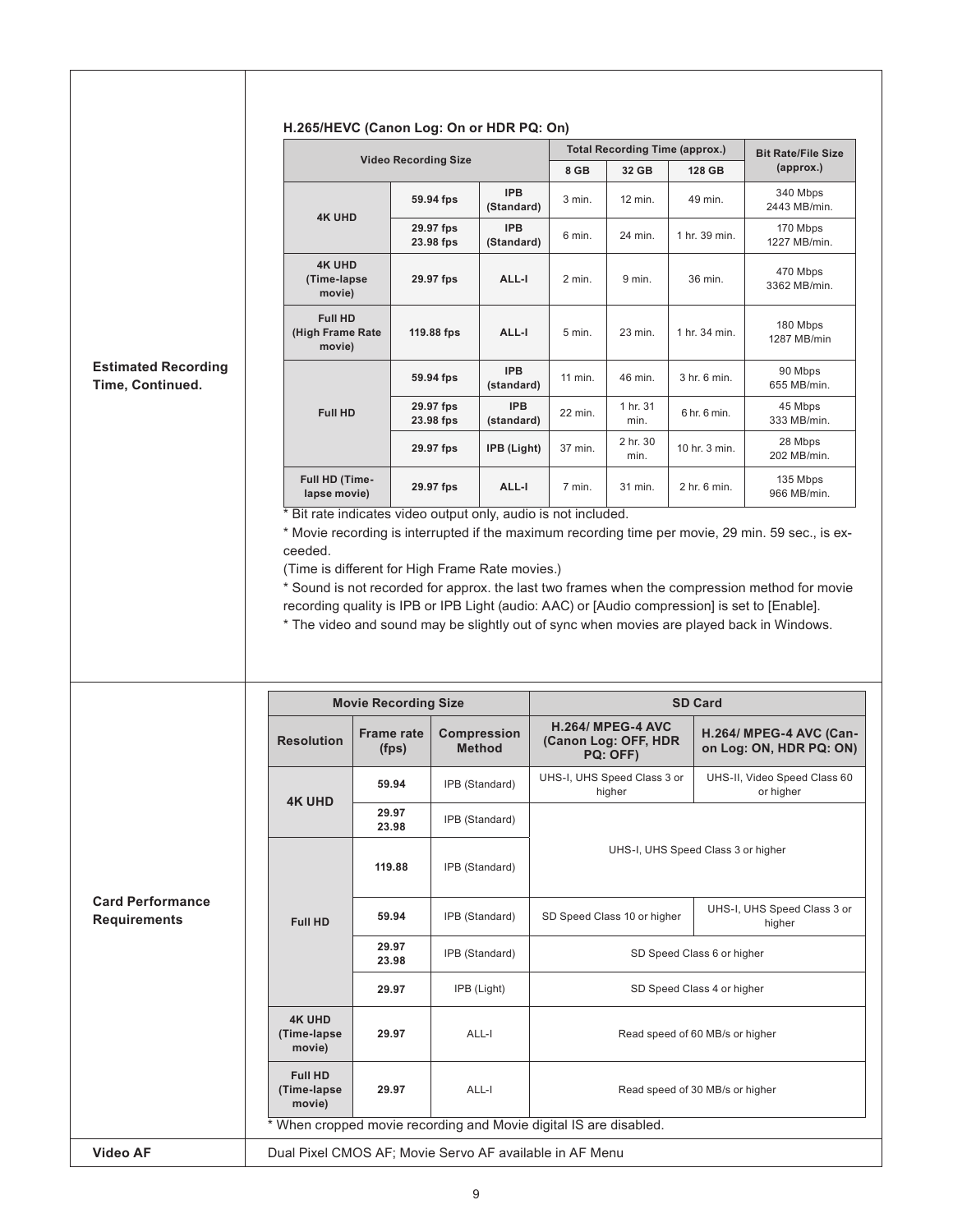## Estimated Recording Time, Continued.

**H.265/HEVC (Canon Log: On or HDR PQ: On)**

| Video Recording Size | | | Total Recording Time (approx.) | | | Bit Rate/File Size (approx.) |
|---|---|---|---|---|---|---|
| | | | 8 GB | 32 GB | 128 GB | |
| 4K UHD | 59.94 fps | IPB (Standard) | 3 min. | 12 min. | 49 min. | 340 Mbps 2443 MB/min. |
| | 29.97 fps 23.98 fps | IPB (Standard) | 6 min. | 24 min. | 1 hr. 39 min. | 170 Mbps 1227 MB/min. |
| 4K UHD (Time-lapse movie) | 29.97 fps | ALL-I | 2 min. | 9 min. | 36 min. | 470 Mbps 3362 MB/min. |
| Full HD (High Frame Rate movie) | 119.88 fps | ALL-I | 5 min. | 23 min. | 1 hr. 34 min. | 180 Mbps 1287 MB/min |
| Full HD | 59.94 fps | IPB (standard) | 11 min. | 46 min. | 3 hr. 6 min. | 90 Mbps 655 MB/min. |
| | 29.97 fps 23.98 fps | IPB (standard) | 22 min. | 1 hr. 31 min. | 6 hr. 6 min. | 45 Mbps 333 MB/min. |
| | 29.97 fps | IPB (Light) | 37 min. | 2 hr. 30 min. | 10 hr. 3 min. | 28 Mbps 202 MB/min. |
| Full HD (Time-lapse movie) | 29.97 fps | ALL-I | 7 min. | 31 min. | 2 hr. 6 min. | 135 Mbps 966 MB/min. |

* Bit rate indicates video output only, audio is not included.

* Movie recording is interrupted if the maximum recording time per movie, 29 min. 59 sec., is exceeded.

(Time is different for High Frame Rate movies.)

* Sound is not recorded for approx. the last two frames when the compression method for movie recording quality is IPB or IPB Light (audio: AAC) or [Audio compression] is set to [Enable].

* The video and sound may be slightly out of sync when movies are played back in Windows.

## Card Performance Requirements

| Movie Recording Size | | | SD Card | |
|---|---|---|---|---|
| **Resolution** | **Frame rate (fps)** | **Compression Method** | **H.264/ MPEG-4 AVC (Canon Log: OFF, HDR PQ: OFF)** | **H.264/ MPEG-4 AVC (Canon Log: ON, HDR PQ: ON)** |
| 4K UHD | 59.94 | IPB (Standard) | UHS-I, UHS Speed Class 3 or higher | UHS-II, Video Speed Class 60 or higher |
| | 29.97 23.98 | IPB (Standard) | UHS-I, UHS Speed Class 3 or higher | |
| Full HD | 119.88 | IPB (Standard) | | |
| | 59.94 | IPB (Standard) | SD Speed Class 10 or higher | UHS-I, UHS Speed Class 3 or higher |
| | 29.97 23.98 | IPB (Standard) | SD Speed Class 6 or higher | |
| | 29.97 | IPB (Light) | SD Speed Class 4 or higher | |
| 4K UHD (Time-lapse movie) | 29.97 | ALL-I | Read speed of 60 MB/s or higher | |
| Full HD (Time-lapse movie) | 29.97 | ALL-I | Read speed of 30 MB/s or higher | |

* When cropped movie recording and Movie digital IS are disabled.

## Video AF

Dual Pixel CMOS AF; Movie Servo AF available in AF Menu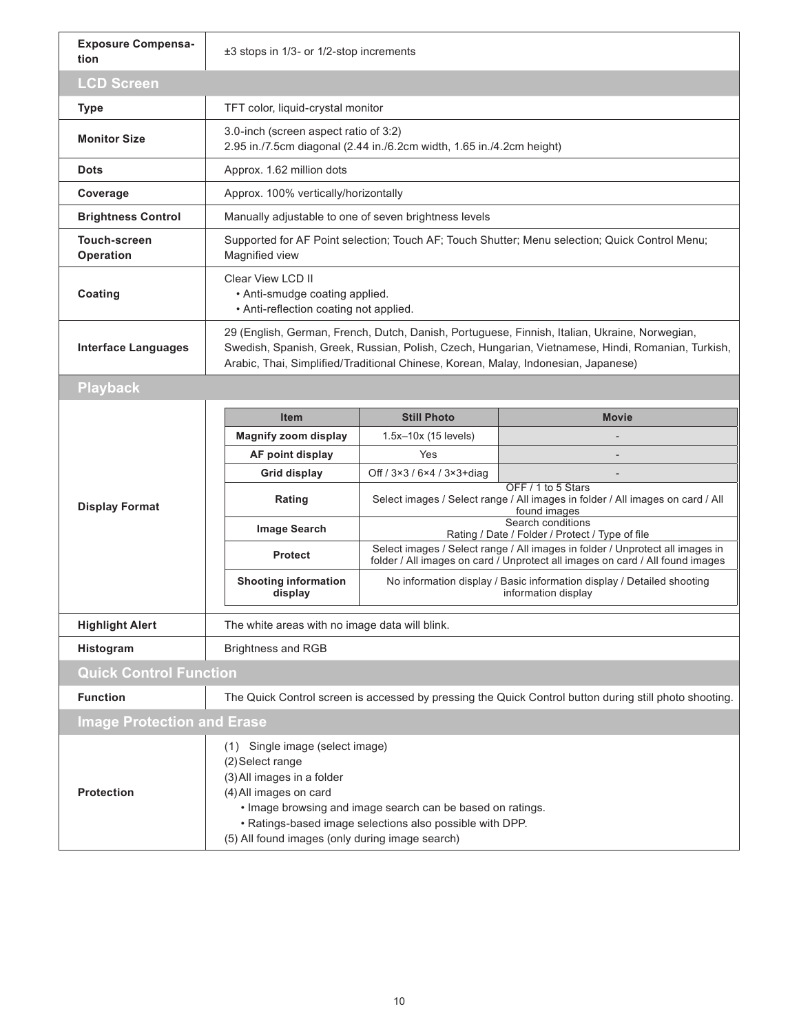| **Exposure Compensation** | ±3 stops in 1/3- or 1/2-stop increments |
|---|---|

## LCD Screen

| | |
|---|---|
| **Type** | TFT color, liquid-crystal monitor |
| **Monitor Size** | 3.0-inch (screen aspect ratio of 3:2)<br>2.95 in./7.5cm diagonal (2.44 in./6.2cm width, 1.65 in./4.2cm height) |
| **Dots** | Approx. 1.62 million dots |
| **Coverage** | Approx. 100% vertically/horizontally |
| **Brightness Control** | Manually adjustable to one of seven brightness levels |
| **Touch-screen Operation** | Supported for AF Point selection; Touch AF; Touch Shutter; Menu selection; Quick Control Menu; Magnified view |
| **Coating** | Clear View LCD II<br>• Anti-smudge coating applied.<br>• Anti-reflection coating not applied. |
| **Interface Languages** | 29 (English, German, French, Dutch, Danish, Portuguese, Finnish, Italian, Ukraine, Norwegian, Swedish, Spanish, Greek, Russian, Polish, Czech, Hungarian, Vietnamese, Hindi, Romanian, Turkish, Arabic, Thai, Simplified/Traditional Chinese, Korean, Malay, Indonesian, Japanese) |

## Playback

**Display Format**

| Item | Still Photo | Movie |
|---|---|---|
| **Magnify zoom display** | 1.5x–10x (15 levels) | - |
| **AF point display** | Yes | - |
| **Grid display** | Off / 3×3 / 6×4 / 3×3+diag | - |
| **Rating** | OFF / 1 to 5 Stars<br>Select images / Select range / All images in folder / All images on card / All found images | |
| **Image Search** | Search conditions<br>Rating / Date / Folder / Protect / Type of file | |
| **Protect** | Select images / Select range / All images in folder / Unprotect all images in folder / All images on card / Unprotect all images on card / All found images | |
| **Shooting information display** | No information display / Basic information display / Detailed shooting information display | |

| | |
|---|---|
| **Highlight Alert** | The white areas with no image data will blink. |
| **Histogram** | Brightness and RGB |

## Quick Control Function

| | |
|---|---|
| **Function** | The Quick Control screen is accessed by pressing the Quick Control button during still photo shooting. |

## Image Protection and Erase

| | |
|---|---|
| **Protection** | (1) Single image (select image)<br>(2) Select range<br>(3) All images in a folder<br>(4) All images on card<br>• Image browsing and image search can be based on ratings.<br>• Ratings-based image selections also possible with DPP.<br>(5) All found images (only during image search) |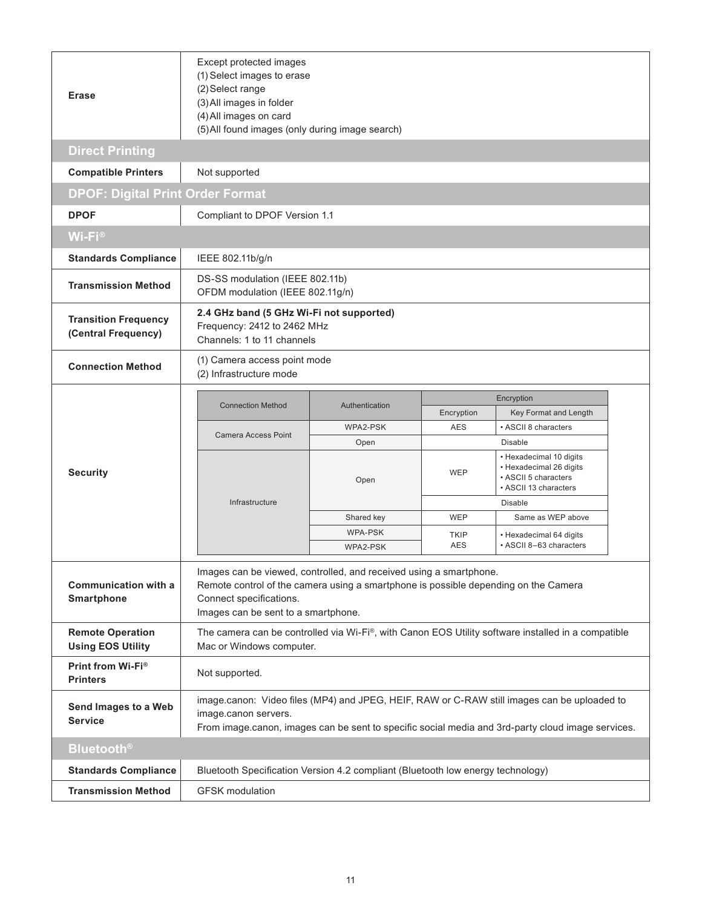| | |
|---|---|
| **Erase** | Except protected images<br>(1) Select images to erase<br>(2) Select range<br>(3) All images in folder<br>(4) All images on card<br>(5) All found images (only during image search) |

## Direct Printing

| | |
|---|---|
| **Compatible Printers** | Not supported |

## DPOF: Digital Print Order Format

| | |
|---|---|
| **DPOF** | Compliant to DPOF Version 1.1 |

## Wi-Fi®

| | |
|---|---|
| **Standards Compliance** | IEEE 802.11b/g/n |
| **Transmission Method** | DS-SS modulation (IEEE 802.11b)<br>OFDM modulation (IEEE 802.11g/n) |
| **Transition Frequency (Central Frequency)** | **2.4 GHz band (5 GHz Wi-Fi not supported)**<br>Frequency: 2412 to 2462 MHz<br>Channels: 1 to 11 channels |
| **Connection Method** | (1) Camera access point mode<br>(2) Infrastructure mode |

**Security**

| Connection Method | Authentication | Encryption | |
|---|---|---|---|
| | | Encryption | Key Format and Length |
| Camera Access Point | WPA2-PSK | AES | • ASCII 8 characters |
| | Open | Disable | |
| Infrastructure | Open | WEP | • Hexadecimal 10 digits<br>• Hexadecimal 26 digits<br>• ASCII 5 characters<br>• ASCII 13 characters |
| | | Disable | |
| | Shared key | WEP | Same as WEP above |
| | WPA-PSK | TKIP<br>AES | • Hexadecimal 64 digits<br>• ASCII 8–63 characters |
| | WPA2-PSK | | |

| | |
|---|---|
| **Communication with a Smartphone** | Images can be viewed, controlled, and received using a smartphone.<br>Remote control of the camera using a smartphone is possible depending on the Camera Connect specifications.<br>Images can be sent to a smartphone. |
| **Remote Operation Using EOS Utility** | The camera can be controlled via Wi-Fi®, with Canon EOS Utility software installed in a compatible Mac or Windows computer. |
| **Print from Wi-Fi® Printers** | Not supported. |
| **Send Images to a Web Service** | image.canon: Video files (MP4) and JPEG, HEIF, RAW or C-RAW still images can be uploaded to image.canon servers.<br>From image.canon, images can be sent to specific social media and 3rd-party cloud image services. |

## Bluetooth®

| | |
|---|---|
| **Standards Compliance** | Bluetooth Specification Version 4.2 compliant (Bluetooth low energy technology) |
| **Transmission Method** | GFSK modulation |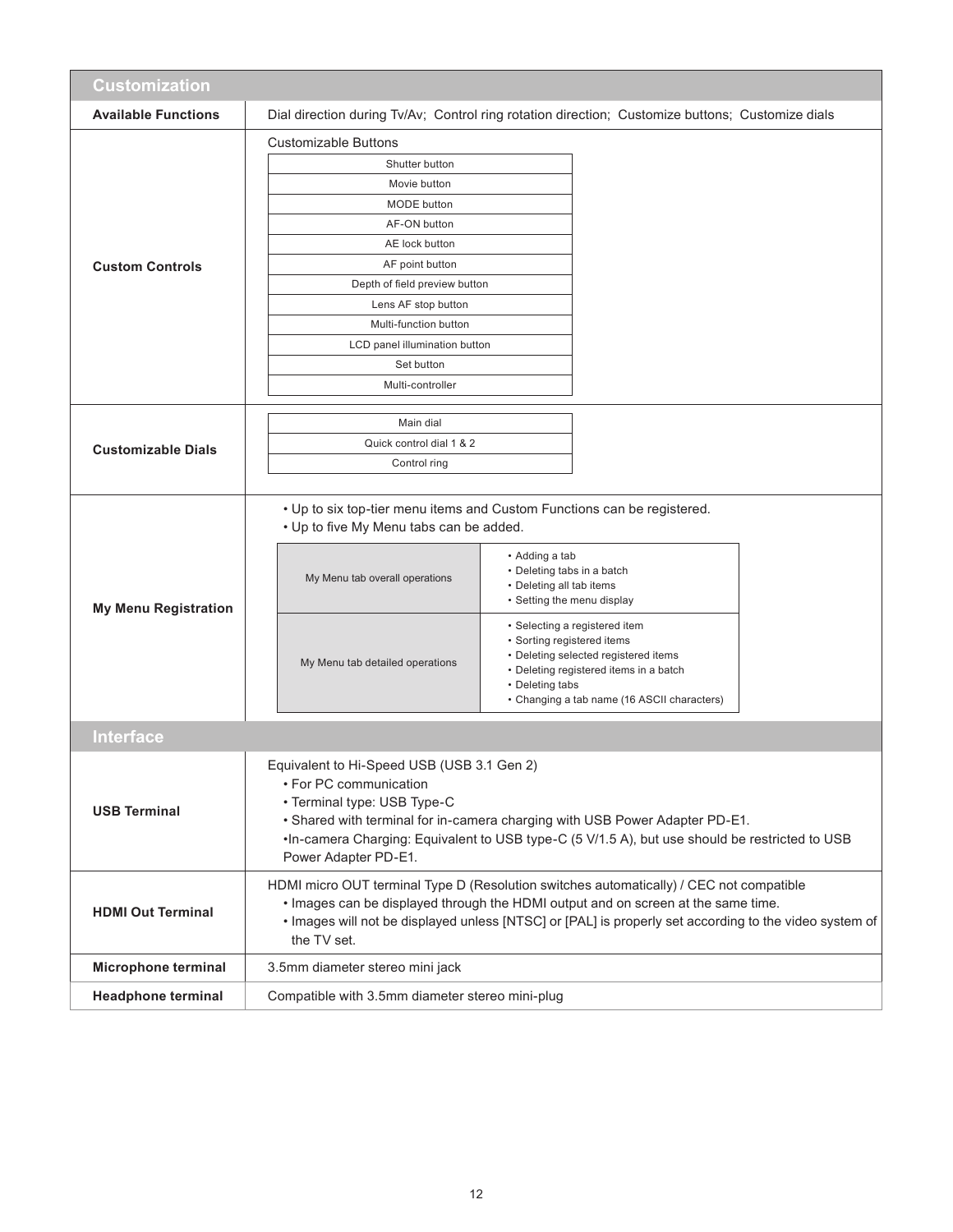## Customization

| | |
|---|---|
| **Available Functions** | Dial direction during Tv/Av; Control ring rotation direction; Customize buttons; Customize dials |
| **Custom Controls** | Customizable Buttons<br>Shutter button<br>Movie button<br>MODE button<br>AF-ON button<br>AE lock button<br>AF point button<br>Depth of field preview button<br>Lens AF stop button<br>Multi-function button<br>LCD panel illumination button<br>Set button<br>Multi-controller |
| **Customizable Dials** | Main dial<br>Quick control dial 1 & 2<br>Control ring |
| **My Menu Registration** | • Up to six top-tier menu items and Custom Functions can be registered.<br>• Up to five My Menu tabs can be added. |

| | |
|---|---|
| My Menu tab overall operations | • Adding a tab<br>• Deleting tabs in a batch<br>• Deleting all tab items<br>• Setting the menu display |
| My Menu tab detailed operations | • Selecting a registered item<br>• Sorting registered items<br>• Deleting selected registered items<br>• Deleting registered items in a batch<br>• Deleting tabs<br>• Changing a tab name (16 ASCII characters) |

## Interface

| | |
|---|---|
| **USB Terminal** | Equivalent to Hi-Speed USB (USB 3.1 Gen 2)<br>• For PC communication<br>• Terminal type: USB Type-C<br>• Shared with terminal for in-camera charging with USB Power Adapter PD-E1.<br>•In-camera Charging: Equivalent to USB type-C (5 V/1.5 A), but use should be restricted to USB Power Adapter PD-E1. |
| **HDMI Out Terminal** | HDMI micro OUT terminal Type D (Resolution switches automatically) / CEC not compatible<br>• Images can be displayed through the HDMI output and on screen at the same time.<br>• Images will not be displayed unless [NTSC] or [PAL] is properly set according to the video system of the TV set. |
| **Microphone terminal** | 3.5mm diameter stereo mini jack |
| **Headphone terminal** | Compatible with 3.5mm diameter stereo mini-plug |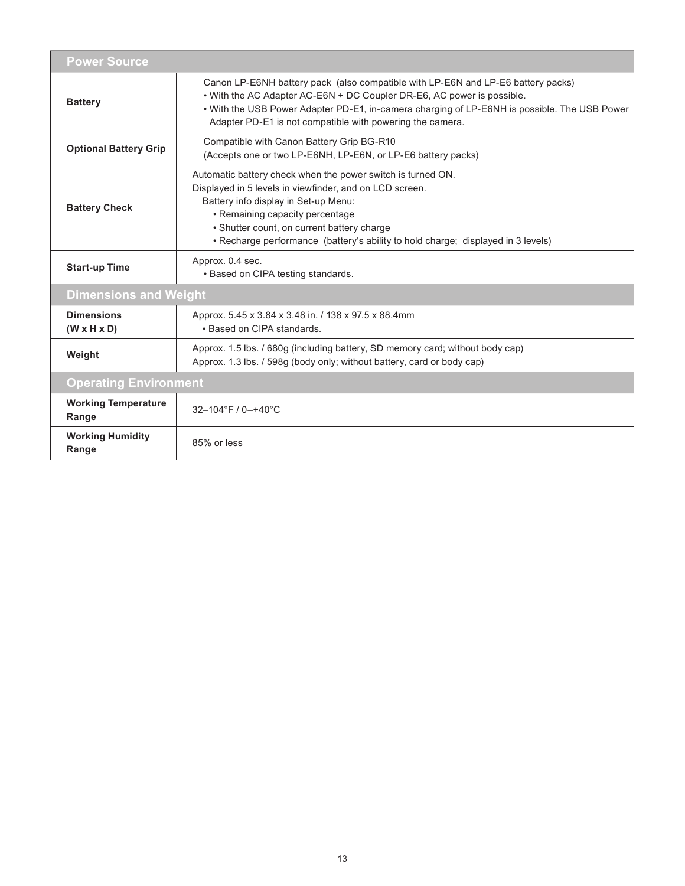| | |
|---|---|
| **Power Source** | |
| **Battery** | Canon LP-E6NH battery pack (also compatible with LP-E6N and LP-E6 battery packs)<br>• With the AC Adapter AC-E6N + DC Coupler DR-E6, AC power is possible.<br>• With the USB Power Adapter PD-E1, in-camera charging of LP-E6NH is possible. The USB Power Adapter PD-E1 is not compatible with powering the camera. |
| **Optional Battery Grip** | Compatible with Canon Battery Grip BG-R10<br>(Accepts one or two LP-E6NH, LP-E6N, or LP-E6 battery packs) |
| **Battery Check** | Automatic battery check when the power switch is turned ON.<br>Displayed in 5 levels in viewfinder, and on LCD screen.<br>Battery info display in Set-up Menu:<br>• Remaining capacity percentage<br>• Shutter count, on current battery charge<br>• Recharge performance (battery's ability to hold charge; displayed in 3 levels) |
| **Start-up Time** | Approx. 0.4 sec.<br>• Based on CIPA testing standards. |
| **Dimensions and Weight** | |
| **Dimensions (W x H x D)** | Approx. 5.45 x 3.84 x 3.48 in. / 138 x 97.5 x 88.4mm<br>• Based on CIPA standards. |
| **Weight** | Approx. 1.5 lbs. / 680g (including battery, SD memory card; without body cap)<br>Approx. 1.3 lbs. / 598g (body only; without battery, card or body cap) |
| **Operating Environment** | |
| **Working Temperature Range** | 32–104°F / 0–+40°C |
| **Working Humidity Range** | 85% or less |